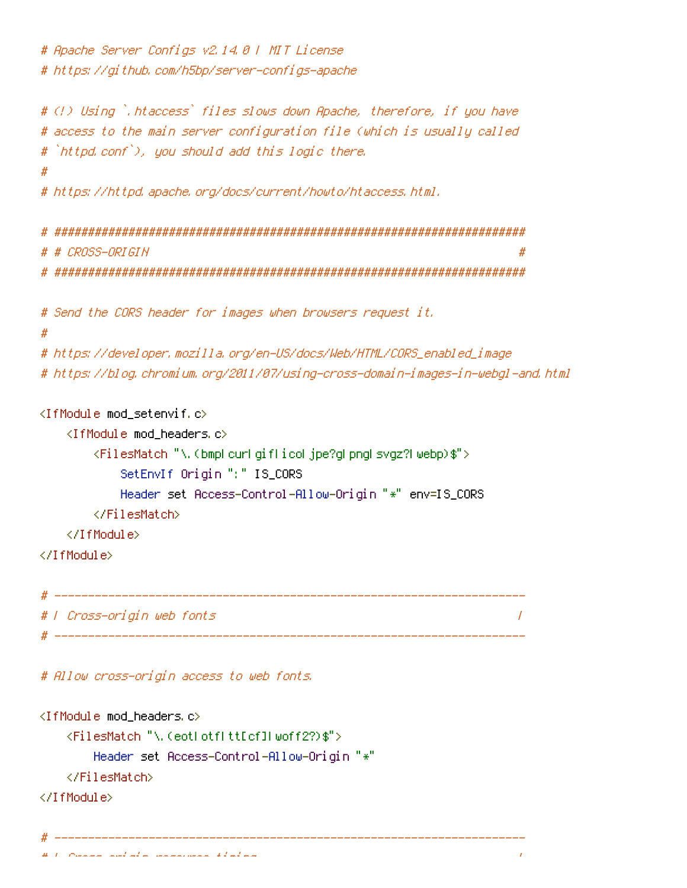```
# Apache Server Configs v2.14.0 | MIT License
# https://github.com/h5bp/server-configs-apache

# (!) Using `.htaccess` files slows down Apache, therefore, if you have
# access to the main server configuration file (which is usually called
# `httpd.conf`), you should add this logic there.
#
# https://httpd.apache.org/docs/current/howto/htaccess.html.

# ######################################################################
# # CROSS-ORIGIN                                                       #
# ######################################################################

# Send the CORS header for images when browsers request it.
#
# https://developer.mozilla.org/en-US/docs/Web/HTML/CORS_enabled_image
# https://blog.chromium.org/2011/07/using-cross-domain-images-in-webgl-and.html

<IfModule mod_setenvif.c>
    <IfModule mod_headers.c>
        <FilesMatch "\.(bmp|cur|gif|ico|jpe?g|png|svgz?|webp)$">
            SetEnvIf Origin ":" IS_CORS
            Header set Access-Control-Allow-Origin "*" env=IS_CORS
        </FilesMatch>
    </IfModule>
</IfModule>

# ----------------------------------------------------------------------
# | Cross-origin web fonts                                             |
# ----------------------------------------------------------------------

# Allow cross-origin access to web fonts.

<IfModule mod_headers.c>
    <FilesMatch "\.(eot|otf|tt[cf]|woff2?)$">
        Header set Access-Control-Allow-Origin "*"
    </FilesMatch>
</IfModule>

# ----------------------------------------------------------------------
```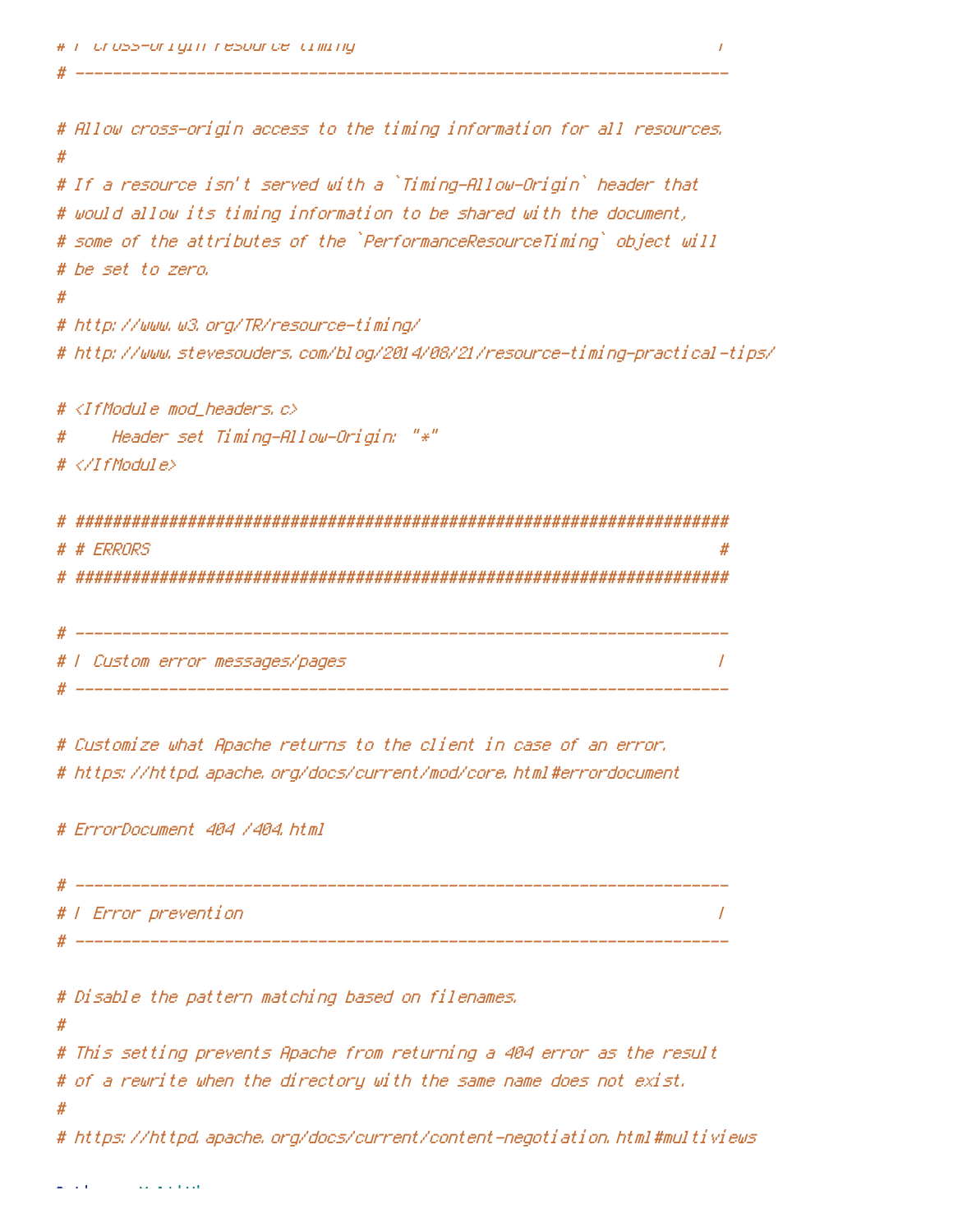```
# | Cross-origin resource timing                                       |
# ----------------------------------------------------------------------

# Allow cross-origin access to the timing information for all resources.
#
# If a resource isn't served with a `Timing-Allow-Origin` header that
# would allow its timing information to be shared with the document,
# some of the attributes of the `PerformanceResourceTiming` object will
# be set to zero.
#
# http://www.w3.org/TR/resource-timing/
# http://www.stevesouders.com/blog/2014/08/21/resource-timing-practical-tips/

# <IfModule mod_headers.c>
#     Header set Timing-Allow-Origin: "*"
# </IfModule>

# ######################################################################
# # ERRORS                                                             #
# ######################################################################

# ----------------------------------------------------------------------
# | Custom error messages/pages                                        |
# ----------------------------------------------------------------------

# Customize what Apache returns to the client in case of an error.
# https://httpd.apache.org/docs/current/mod/core.html#errordocument

# ErrorDocument 404 /404.html

# ----------------------------------------------------------------------
# | Error prevention                                                   |
# ----------------------------------------------------------------------

# Disable the pattern matching based on filenames.
#
# This setting prevents Apache from returning a 404 error as the result
# of a rewrite when the directory with the same name does not exist.
#
# https://httpd.apache.org/docs/current/content-negotiation.html#multiviews
```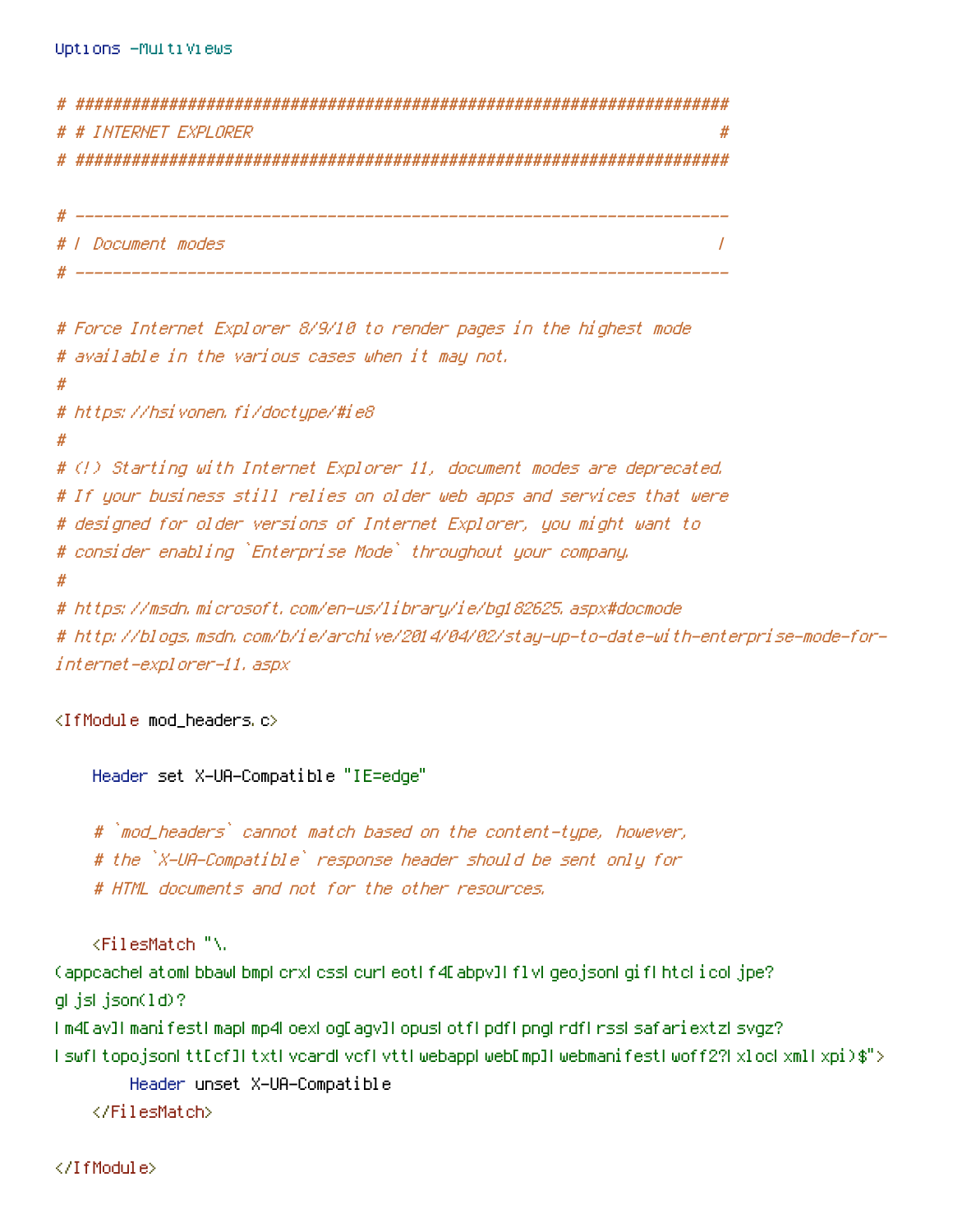```
Options -MultiViews

# ######################################################################
# # INTERNET EXPLORER                                                  #
# ######################################################################

# ----------------------------------------------------------------------
# | Document modes                                                     |
# ----------------------------------------------------------------------

# Force Internet Explorer 8/9/10 to render pages in the highest mode
# available in the various cases when it may not.
#
# https://hsivonen.fi/doctype/#ie8
#
# (!) Starting with Internet Explorer 11, document modes are deprecated.
# If your business still relies on older web apps and services that were
# designed for older versions of Internet Explorer, you might want to
# consider enabling `Enterprise Mode` throughout your company.
#
# https://msdn.microsoft.com/en-us/library/ie/bg182625.aspx#docmode
# http://blogs.msdn.com/b/ie/archive/2014/04/02/stay-up-to-date-with-enterprise-mode-for-internet-explorer-11.aspx

<IfModule mod_headers.c>

    Header set X-UA-Compatible "IE=edge"

    # `mod_headers` cannot match based on the content-type, however,
    # the `X-UA-Compatible` response header should be sent only for
    # HTML documents and not for the other resources.

    <FilesMatch "\.(appcache|atom|bbaw|bmp|crx|css|cur|eot|f4[abpv]|flv|geojson|gif|htc|ico|jpe?g|js|json(ld)?|m4[av]|manifest|map|mp4|oex|og[agv]|opus|otf|pdf|png|rdf|rss|safariextz|svgz?|swf|topojson|tt[cf]|txt|vcard|vcf|vtt|webapp|web[mp]|webmanifest|woff2?|xloc|xml|xpi)$">
        Header unset X-UA-Compatible
    </FilesMatch>

</IfModule>
```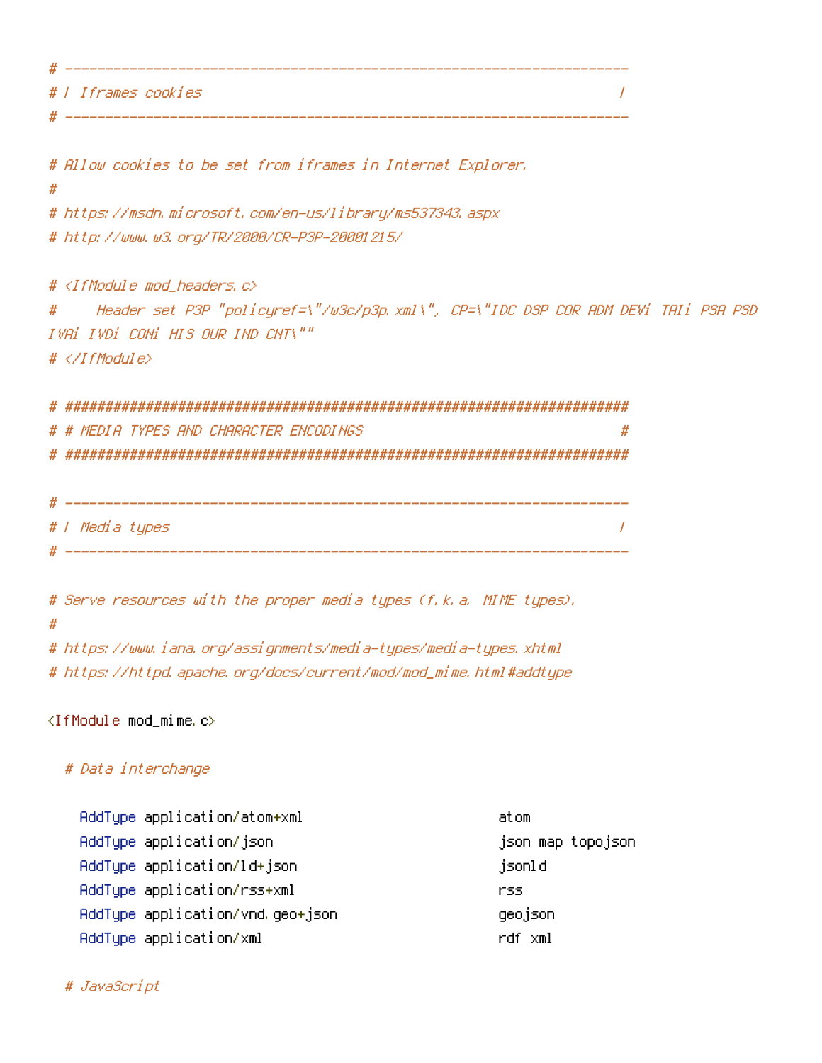```
# ----------------------------------------------------------------------
# | Iframes cookies                                                    |
# ----------------------------------------------------------------------

# Allow cookies to be set from iframes in Internet Explorer.
#
# https://msdn.microsoft.com/en-us/library/ms537343.aspx
# http://www.w3.org/TR/2000/CR-P3P-20001215/

# <IfModule mod_headers.c>
#     Header set P3P "policyref=\"/w3c/p3p.xml\", CP=\"IDC DSP COR ADM DEVi TAIi PSA PSD
IVAi IVDi CONi HIS OUR IND CNT\""
# </IfModule>

# ######################################################################
# # MEDIA TYPES AND CHARACTER ENCODINGS                                #
# ######################################################################

# ----------------------------------------------------------------------
# | Media types                                                        |
# ----------------------------------------------------------------------

# Serve resources with the proper media types (f.k.a. MIME types).
#
# https://www.iana.org/assignments/media-types/media-types.xhtml
# https://httpd.apache.org/docs/current/mod/mod_mime.html#addtype

<IfModule mod_mime.c>

  # Data interchange

    AddType application/atom+xml                        atom
    AddType application/json                            json map topojson
    AddType application/ld+json                         jsonld
    AddType application/rss+xml                         rss
    AddType application/vnd.geo+json                    geojson
    AddType application/xml                             rdf xml

  # JavaScript
```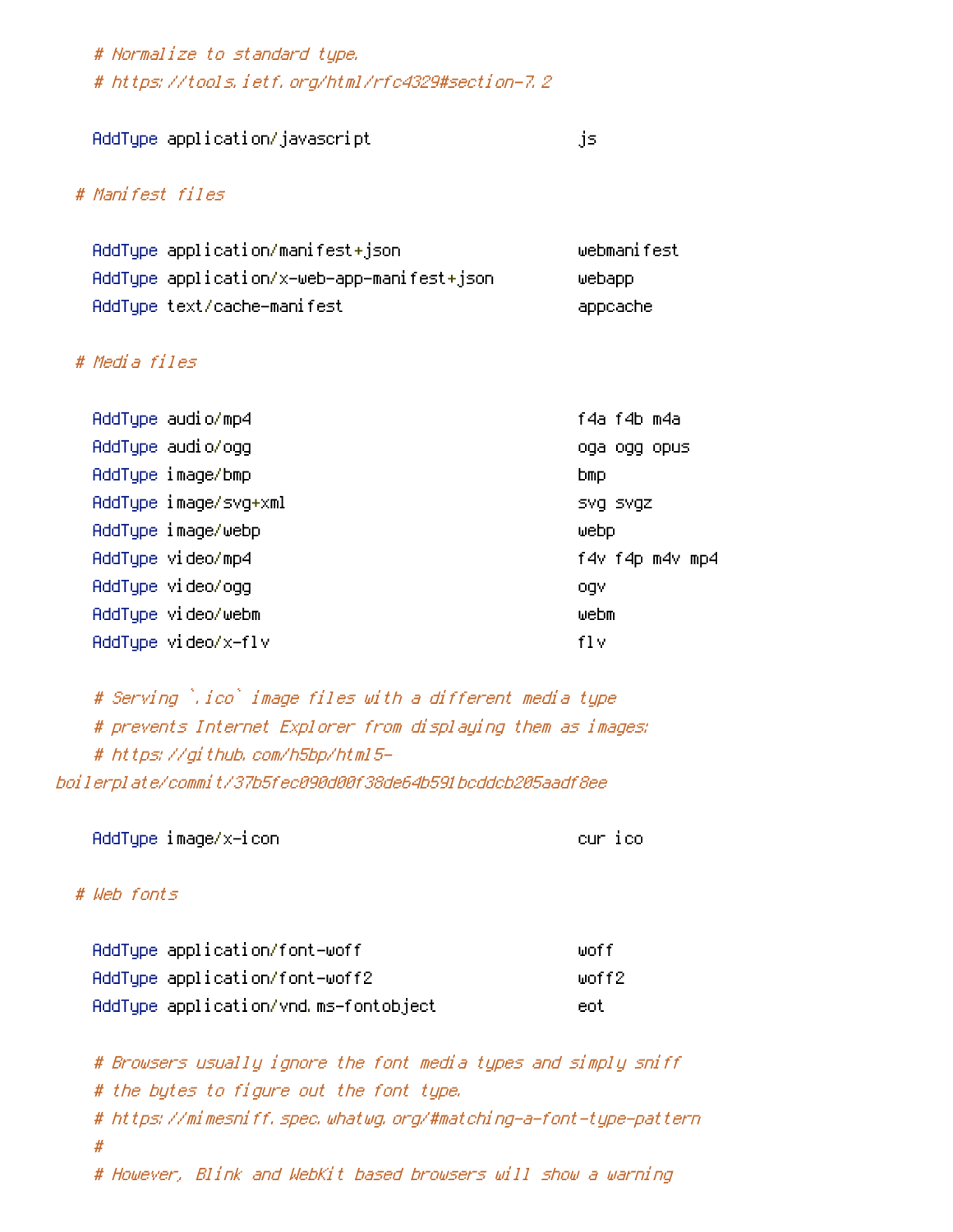```
    # Normalize to standard type.
    # https://tools.ietf.org/html/rfc4329#section-7.2

    AddType application/javascript                      js

  # Manifest files

    AddType application/manifest+json                   webmanifest
    AddType application/x-web-app-manifest+json         webapp
    AddType text/cache-manifest                         appcache

  # Media files

    AddType audio/mp4                                   f4a f4b m4a
    AddType audio/ogg                                   oga ogg opus
    AddType image/bmp                                   bmp
    AddType image/svg+xml                               svg svgz
    AddType image/webp                                  webp
    AddType video/mp4                                   f4v f4p m4v mp4
    AddType video/ogg                                   ogv
    AddType video/webm                                  webm
    AddType video/x-flv                                 flv

    # Serving `.ico` image files with a different media type
    # prevents Internet Explorer from displaying them as images:
    # https://github.com/h5bp/html5-
boilerplate/commit/37b5fec090d00f38de64b591bcddcb205aadf8ee

    AddType image/x-icon                                cur ico

  # Web fonts

    AddType application/font-woff                       woff
    AddType application/font-woff2                      woff2
    AddType application/vnd.ms-fontobject               eot

    # Browsers usually ignore the font media types and simply sniff
    # the bytes to figure out the font type.
    # https://mimesniff.spec.whatwg.org/#matching-a-font-type-pattern
    #
    # However, Blink and WebKit based browsers will show a warning
```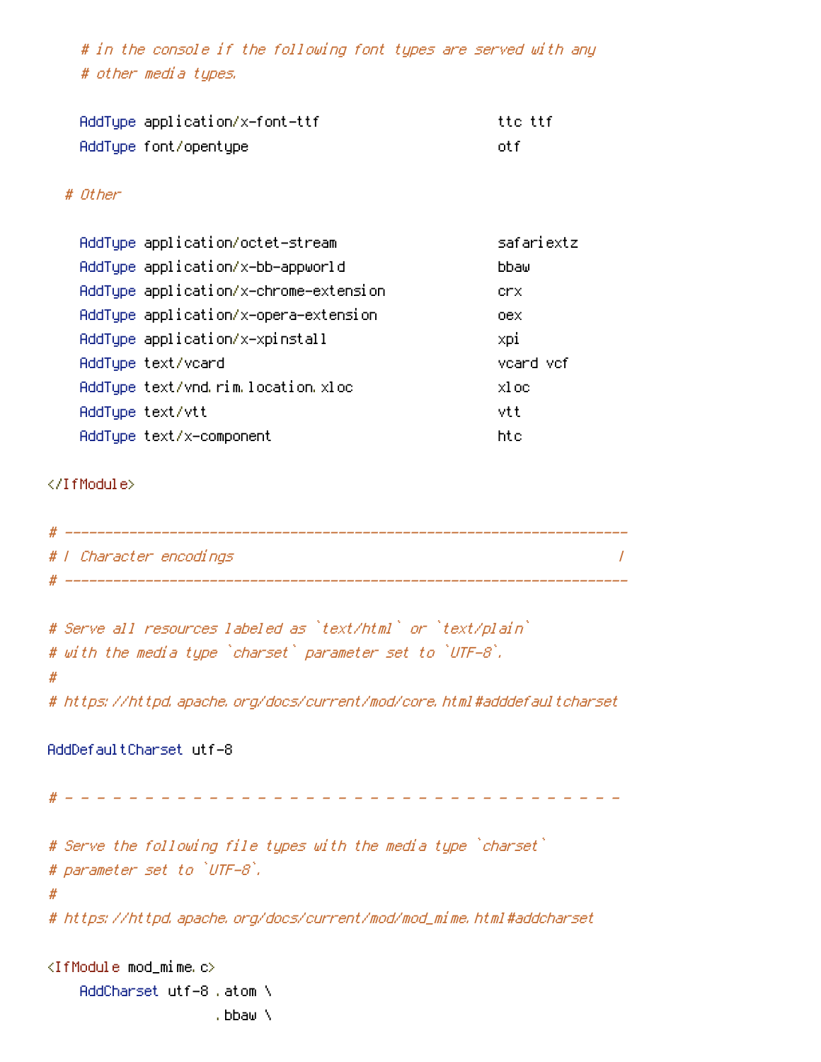```
    # in the console if the following font types are served with any
    # other media types.

    AddType application/x-font-ttf                      ttc ttf
    AddType font/opentype                               otf

  # Other

    AddType application/octet-stream                    safariextz
    AddType application/x-bb-appworld                   bbaw
    AddType application/x-chrome-extension              crx
    AddType application/x-opera-extension               oex
    AddType application/x-xpinstall                     xpi
    AddType text/vcard                                  vcard vcf
    AddType text/vnd.rim.location.xloc                  xloc
    AddType text/vtt                                    vtt
    AddType text/x-component                            htc

</IfModule>

# ----------------------------------------------------------------------
# | Character encodings                                                |
# ----------------------------------------------------------------------

# Serve all resources labeled as `text/html` or `text/plain`
# with the media type `charset` parameter set to `UTF-8`.
#
# https://httpd.apache.org/docs/current/mod/core.html#adddefaultcharset

AddDefaultCharset utf-8

# - - - - - - - - - - - - - - - - - - - - - - - - - - - - - - - - - - -

# Serve the following file types with the media type `charset`
# parameter set to `UTF-8`.
#
# https://httpd.apache.org/docs/current/mod/mod_mime.html#addcharset

<IfModule mod_mime.c>
    AddCharset utf-8 .atom \
                     .bbaw \
```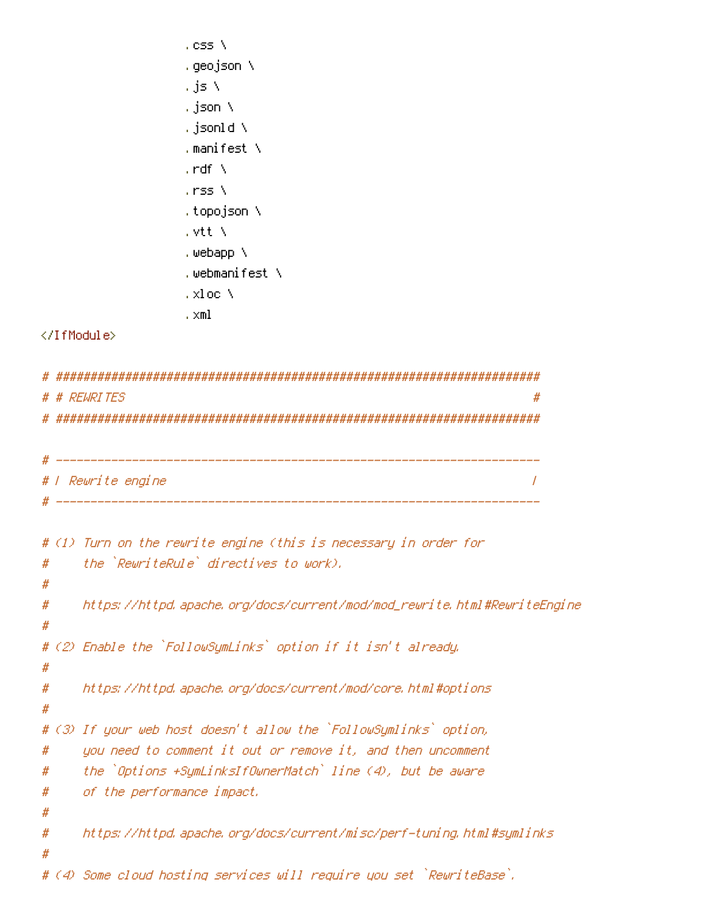```
                     .css \
                     .geojson \
                     .js \
                     .json \
                     .jsonld \
                     .manifest \
                     .rdf \
                     .rss \
                     .topojson \
                     .vtt \
                     .webapp \
                     .webmanifest \
                     .xloc \
                     .xml
</IfModule>

# ######################################################################
# # REWRITES                                                           #
# ######################################################################

# ----------------------------------------------------------------------
# | Rewrite engine                                                     |
# ----------------------------------------------------------------------

# (1) Turn on the rewrite engine (this is necessary in order for
#     the `RewriteRule` directives to work).
#
#     https://httpd.apache.org/docs/current/mod/mod_rewrite.html#RewriteEngine
#
# (2) Enable the `FollowSymLinks` option if it isn't already.
#
#     https://httpd.apache.org/docs/current/mod/core.html#options
#
# (3) If your web host doesn't allow the `FollowSymlinks` option,
#     you need to comment it out or remove it, and then uncomment
#     the `Options +SymLinksIfOwnerMatch` line (4), but be aware
#     of the performance impact.
#
#     https://httpd.apache.org/docs/current/misc/perf-tuning.html#symlinks
#
# (4) Some cloud hosting services will require you set `RewriteBase`.
```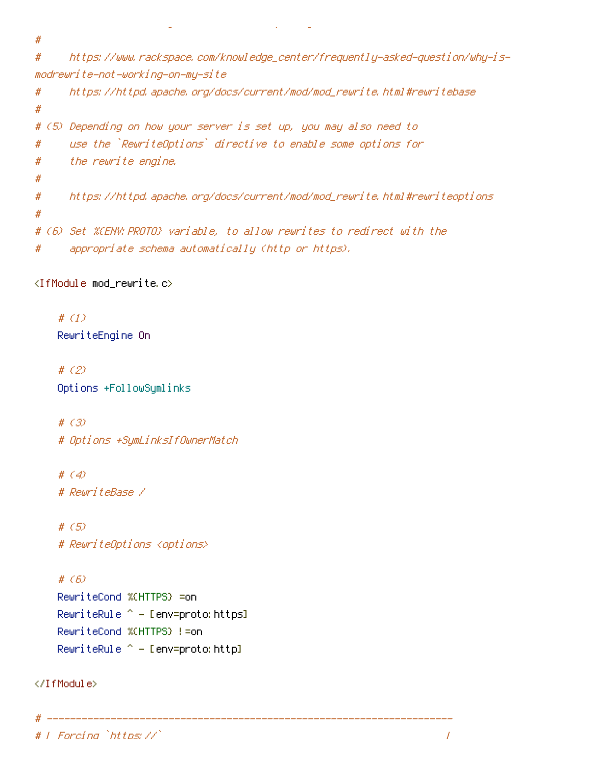```
#
#     https://www.rackspace.com/knowledge_center/frequently-asked-question/why-is-
modrewrite-not-working-on-my-site
#     https://httpd.apache.org/docs/current/mod/mod_rewrite.html#rewritebase
#
# (5) Depending on how your server is set up, you may also need to
#     use the `RewriteOptions` directive to enable some options for
#     the rewrite engine.
#
#     https://httpd.apache.org/docs/current/mod/mod_rewrite.html#rewriteoptions
#
# (6) Set %{ENV:PROTO} variable, to allow rewrites to redirect with the
#     appropriate schema automatically (http or https).

<IfModule mod_rewrite.c>

    # (1)
    RewriteEngine On

    # (2)
    Options +FollowSymlinks

    # (3)
    # Options +SymLinksIfOwnerMatch

    # (4)
    # RewriteBase /

    # (5)
    # RewriteOptions <options>

    # (6)
    RewriteCond %{HTTPS} =on
    RewriteRule ^ - [env=proto:https]
    RewriteCond %{HTTPS} !=on
    RewriteRule ^ - [env=proto:http]

</IfModule>

# ----------------------------------------------------------------------
# | Forcing `https://`                                                 |
```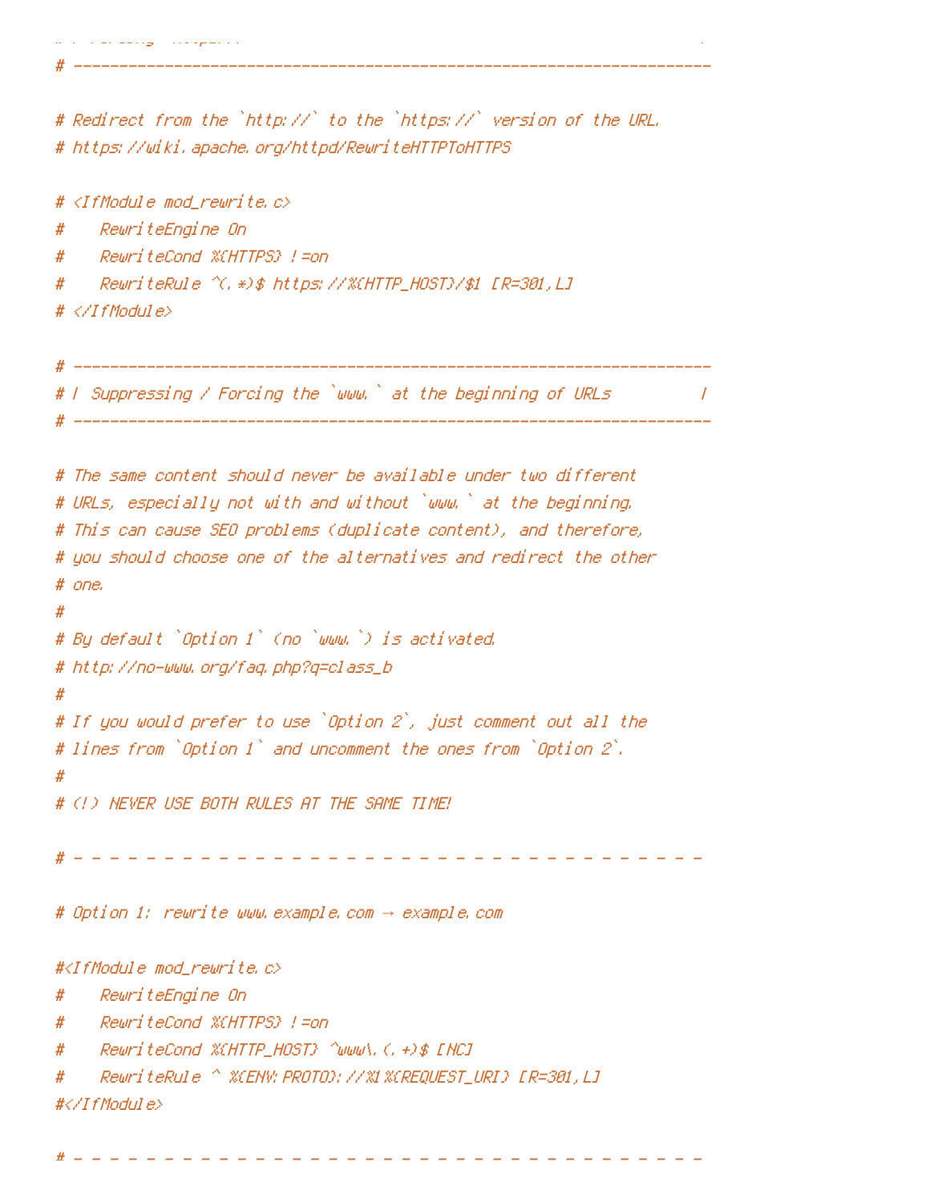```
# ----------------------------------------------------------------------

# Redirect from the `http://` to the `https://` version of the URL.
# https://wiki.apache.org/httpd/RewriteHTTPToHTTPS

# <IfModule mod_rewrite.c>
#    RewriteEngine On
#    RewriteCond %{HTTPS} !=on
#    RewriteRule ^(.*)$ https://%{HTTP_HOST}/$1 [R=301,L]
# </IfModule>

# ----------------------------------------------------------------------
# | Suppressing / Forcing the `www.` at the beginning of URLs          |
# ----------------------------------------------------------------------

# The same content should never be available under two different
# URLs, especially not with and without `www.` at the beginning.
# This can cause SEO problems (duplicate content), and therefore,
# you should choose one of the alternatives and redirect the other
# one.
#
# By default `Option 1` (no `www.`) is activated.
# http://no-www.org/faq.php?q=class_b
#
# If you would prefer to use `Option 2`, just comment out all the
# lines from `Option 1` and uncomment the ones from `Option 2`.
#
# (!) NEVER USE BOTH RULES AT THE SAME TIME!

# - - - - - - - - - - - - - - - - - - - - - - - - - - - - - - - - - - -

# Option 1: rewrite www.example.com → example.com

#<IfModule mod_rewrite.c>
#    RewriteEngine On
#    RewriteCond %{HTTPS} !=on
#    RewriteCond %{HTTP_HOST} ^www\.(.+)$ [NC]
#    RewriteRule ^ %{ENV:PROTO}://%1%{REQUEST_URI} [R=301,L]
#</IfModule>

# - - - - - - - - - - - - - - - - - - - - - - - - - - - - - - - - - - -
```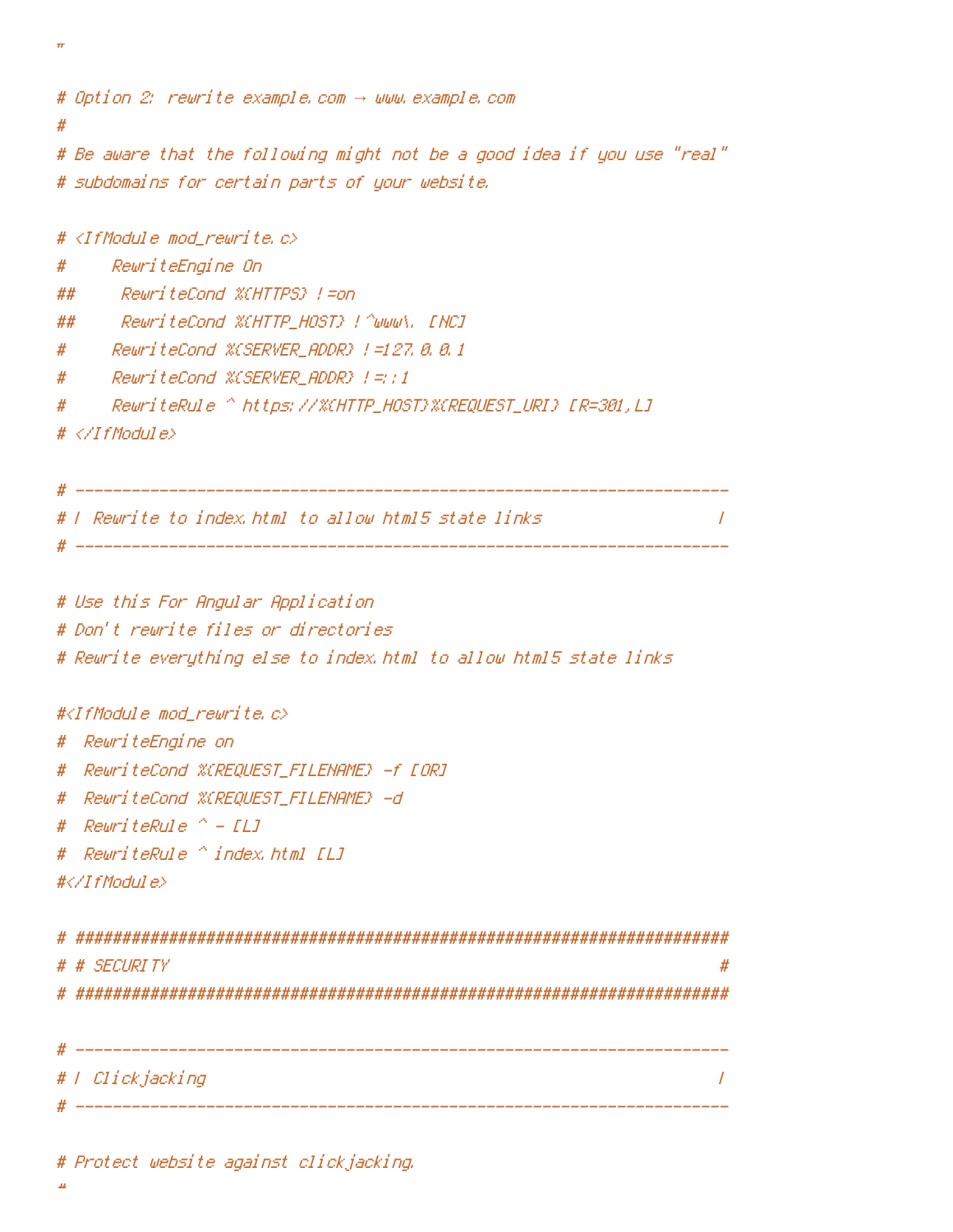```
#

# Option 2: rewrite example.com → www.example.com
#
# Be aware that the following might not be a good idea if you use "real"
# subdomains for certain parts of your website.

# <IfModule mod_rewrite.c>
#     RewriteEngine On
##     RewriteCond %{HTTPS} !=on
##     RewriteCond %{HTTP_HOST} !^www\. [NC]
#     RewriteCond %{SERVER_ADDR} !=127.0.0.1
#     RewriteCond %{SERVER_ADDR} !=::1
#     RewriteRule ^ https://%{HTTP_HOST}%{REQUEST_URI} [R=301,L]
# </IfModule>

# ----------------------------------------------------------------------
# | Rewrite to index.html to allow html5 state links                   |
# ----------------------------------------------------------------------

# Use this For Angular Application
# Don't rewrite files or directories
# Rewrite everything else to index.html to allow html5 state links

#<IfModule mod_rewrite.c>
#  RewriteEngine on
#  RewriteCond %{REQUEST_FILENAME} -f [OR]
#  RewriteCond %{REQUEST_FILENAME} -d
#  RewriteRule ^ - [L]
#  RewriteRule ^ index.html [L]
#</IfModule>

# ######################################################################
# # SECURITY                                                           #
# ######################################################################

# ----------------------------------------------------------------------
# | Clickjacking                                                       |
# ----------------------------------------------------------------------

# Protect website against clickjacking.
#
```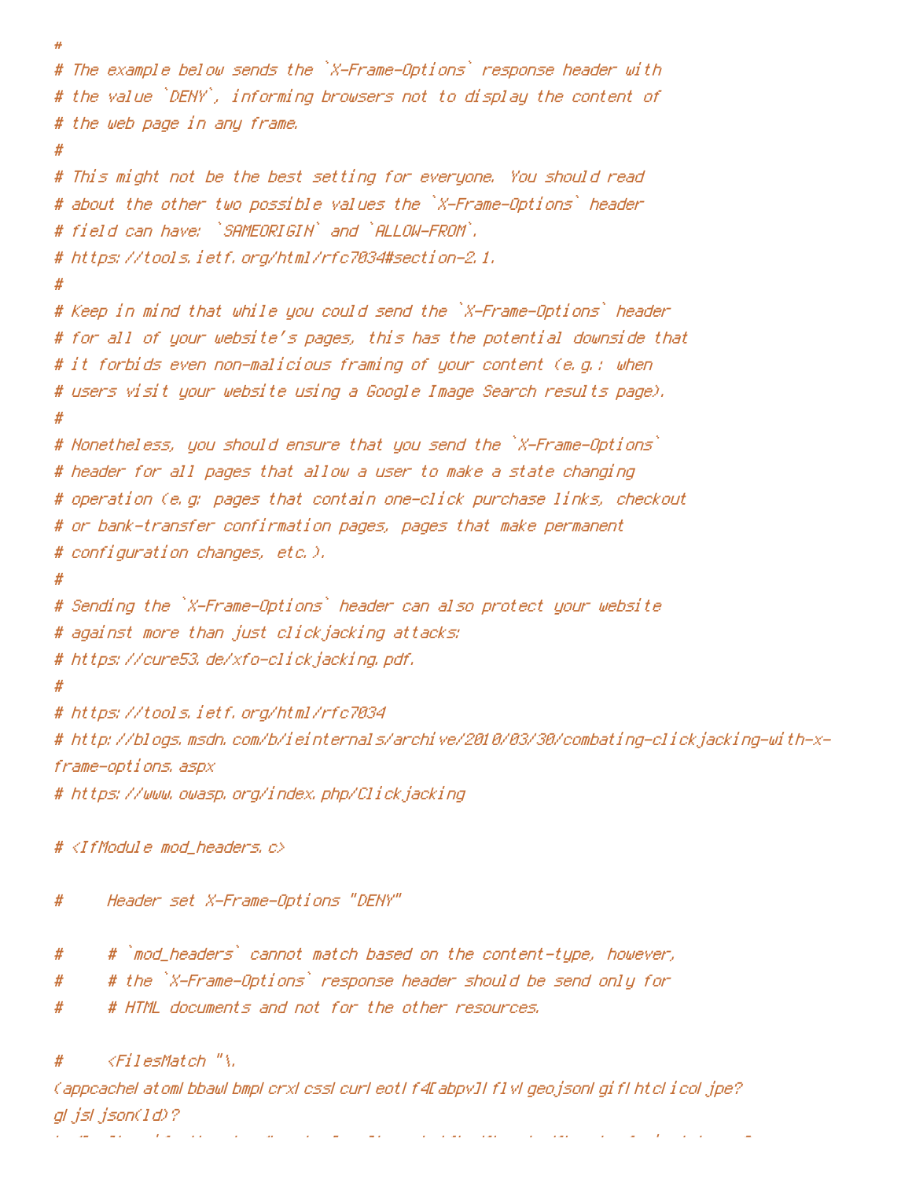```
#
# The example below sends the `X-Frame-Options` response header with
# the value `DENY`, informing browsers not to display the content of
# the web page in any frame.
#
# This might not be the best setting for everyone. You should read
# about the other two possible values the `X-Frame-Options` header
# field can have: `SAMEORIGIN` and `ALLOW-FROM`.
# https://tools.ietf.org/html/rfc7034#section-2.1.
#
# Keep in mind that while you could send the `X-Frame-Options` header
# for all of your website's pages, this has the potential downside that
# it forbids even non-malicious framing of your content (e.g.: when
# users visit your website using a Google Image Search results page).
#
# Nonetheless, you should ensure that you send the `X-Frame-Options`
# header for all pages that allow a user to make a state changing
# operation (e.g: pages that contain one-click purchase links, checkout
# or bank-transfer confirmation pages, pages that make permanent
# configuration changes, etc.).
#
# Sending the `X-Frame-Options` header can also protect your website
# against more than just clickjacking attacks:
# https://cure53.de/xfo-clickjacking.pdf.
#
# https://tools.ietf.org/html/rfc7034
# http://blogs.msdn.com/b/ieinternals/archive/2010/03/30/combating-clickjacking-with-x-
frame-options.aspx
# https://www.owasp.org/index.php/Clickjacking

# <IfModule mod_headers.c>

#     Header set X-Frame-Options "DENY"

#     # `mod_headers` cannot match based on the content-type, however,
#     # the `X-Frame-Options` response header should be send only for
#     # HTML documents and not for the other resources.

#     <FilesMatch "\.
(appcache|atom|bbaw|bmp|crx|css|cur|eot|f4[abpv]|flv|geojson|gif|htc|ico|jpe?
g|js|json(ld)?
```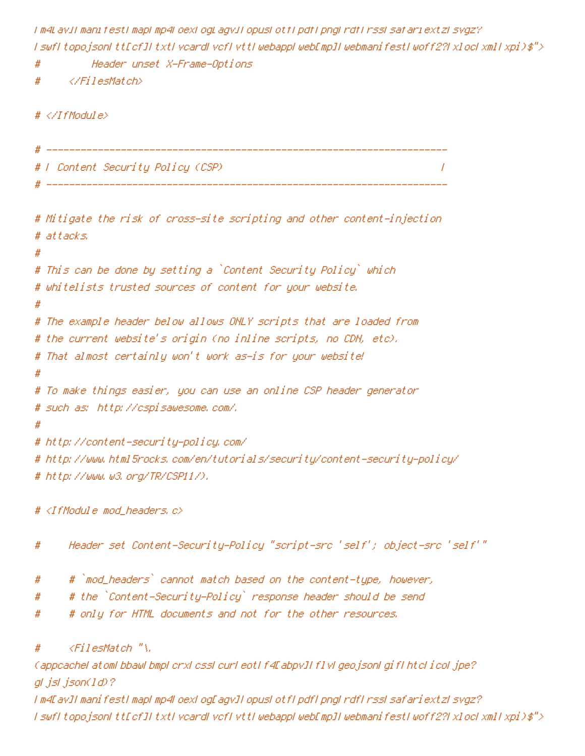```
|m4[av]|manifest|map|mp4|oex|og[agv]|opus|otf|pdf|png|rdf|rss|safariextz|svgz?
|swf|topojson|tt[cf]|txt|vcard|vcf|vtt|webapp|web[mp]|webmanifest|woff2?|xloc|xml|xpi)$">
#         Header unset X-Frame-Options
#     </FilesMatch>

# </IfModule>

# ----------------------------------------------------------------------
# | Content Security Policy (CSP)                                      |
# ----------------------------------------------------------------------

# Mitigate the risk of cross-site scripting and other content-injection
# attacks.
#
# This can be done by setting a `Content Security Policy` which
# whitelists trusted sources of content for your website.
#
# The example header below allows ONLY scripts that are loaded from
# the current website's origin (no inline scripts, no CDN, etc).
# That almost certainly won't work as-is for your website!
#
# To make things easier, you can use an online CSP header generator
# such as: http://cspisawesome.com/.
#
# http://content-security-policy.com/
# http://www.html5rocks.com/en/tutorials/security/content-security-policy/
# http://www.w3.org/TR/CSP11/).

# <IfModule mod_headers.c>

#     Header set Content-Security-Policy "script-src 'self'; object-src 'self'"

#     # `mod_headers` cannot match based on the content-type, however,
#     # the `Content-Security-Policy` response header should be send
#     # only for HTML documents and not for the other resources.

#     <FilesMatch "\.
(appcache|atom|bbaw|bmp|crx|css|cur|eot|f4[abpv]|flv|geojson|gif|htc|ico|jpe?
g|js|json(ld)?
|m4[av]|manifest|map|mp4|oex|og[agv]|opus|otf|pdf|png|rdf|rss|safariextz|svgz?
|swf|topojson|tt[cf]|txt|vcard|vcf|vtt|webapp|web[mp]|webmanifest|woff2?|xloc|xml|xpi)$">
```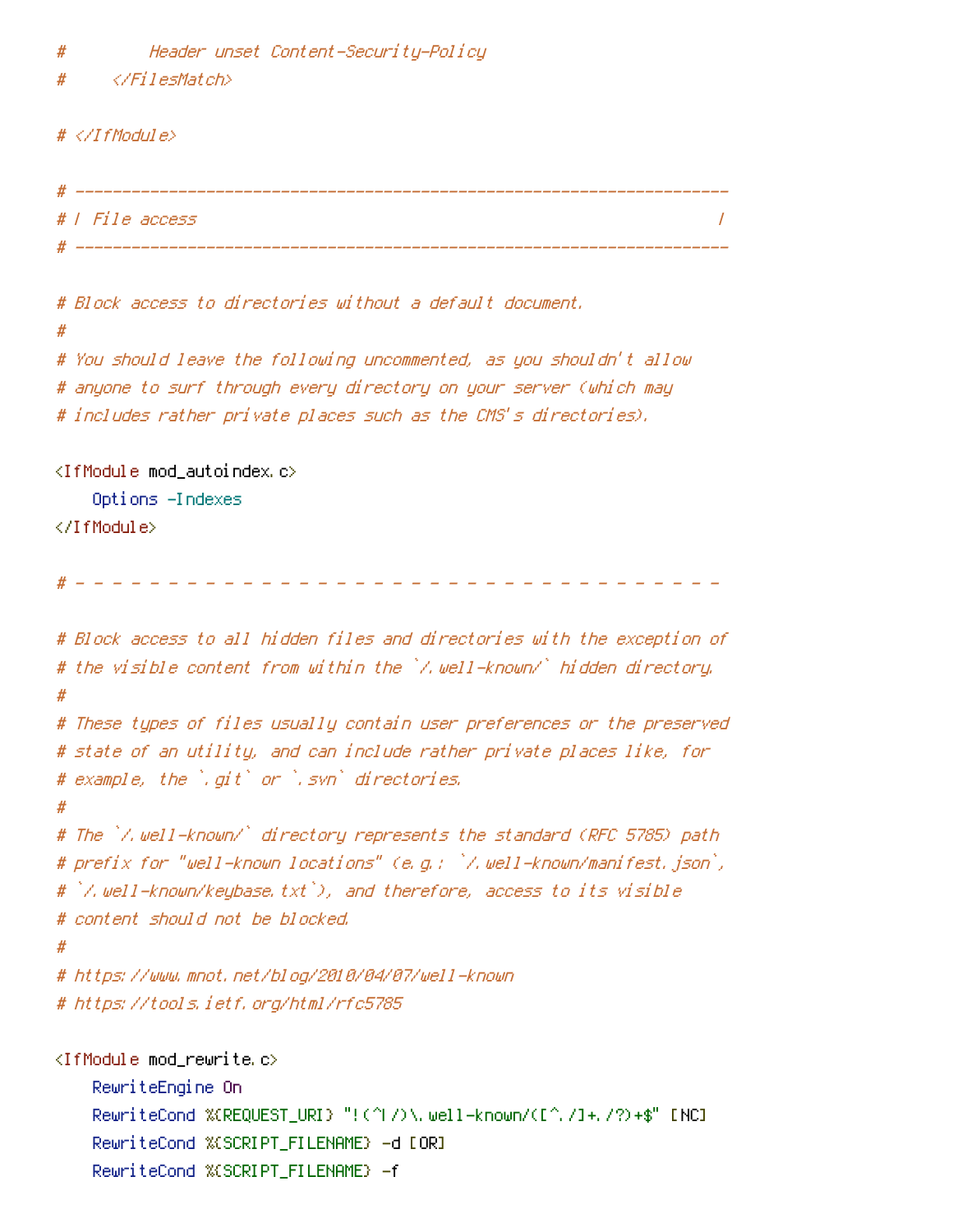```
#         Header unset Content-Security-Policy
#     </FilesMatch>

# </IfModule>

# ----------------------------------------------------------------------
# | File access                                                        |
# ----------------------------------------------------------------------

# Block access to directories without a default document.
#
# You should leave the following uncommented, as you shouldn't allow
# anyone to surf through every directory on your server (which may
# includes rather private places such as the CMS's directories).

<IfModule mod_autoindex.c>
    Options -Indexes
</IfModule>

# - - - - - - - - - - - - - - - - - - - - - - - - - - - - - - - - - - -

# Block access to all hidden files and directories with the exception of
# the visible content from within the `/.well-known/` hidden directory.
#
# These types of files usually contain user preferences or the preserved
# state of an utility, and can include rather private places like, for
# example, the `.git` or `.svn` directories.
#
# The `/.well-known/` directory represents the standard (RFC 5785) path
# prefix for "well-known locations" (e.g.: `/.well-known/manifest.json`,
# `/.well-known/keybase.txt`), and therefore, access to its visible
# content should not be blocked.
#
# https://www.mnot.net/blog/2010/04/07/well-known
# https://tools.ietf.org/html/rfc5785

<IfModule mod_rewrite.c>
    RewriteEngine On
    RewriteCond %{REQUEST_URI} "!(^|/)\.well-known/([^./]+./?)+$" [NC]
    RewriteCond %{SCRIPT_FILENAME} -d [OR]
    RewriteCond %{SCRIPT_FILENAME} -f
```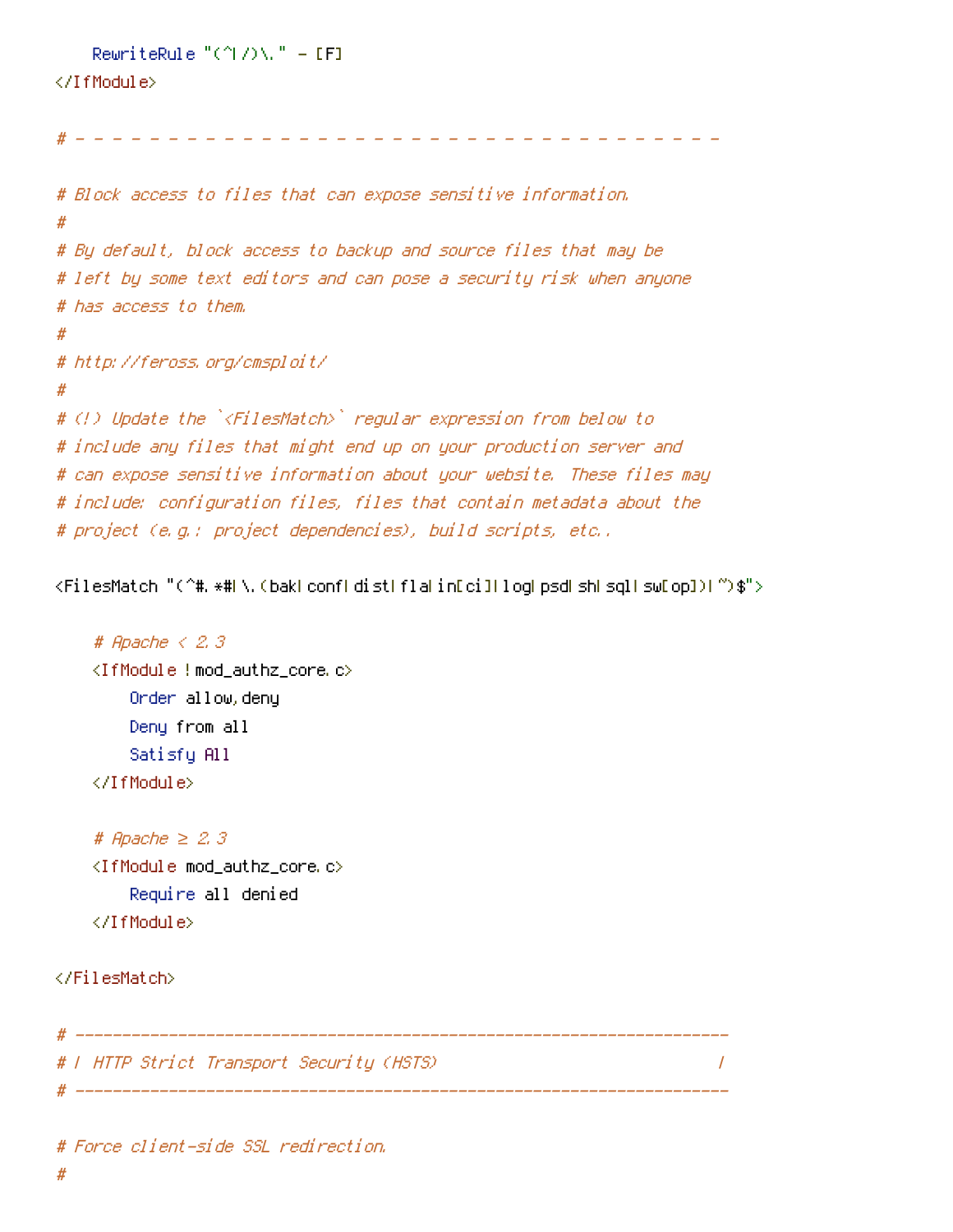```
    RewriteRule "(^|/)\." - [F]
</IfModule>

# - - - - - - - - - - - - - - - - - - - - - - - - - - - - - - - - - - -

# Block access to files that can expose sensitive information.
#
# By default, block access to backup and source files that may be
# left by some text editors and can pose a security risk when anyone
# has access to them.
#
# http://feross.org/cmsploit/
#
# (!) Update the `<FilesMatch>` regular expression from below to
# include any files that might end up on your production server and
# can expose sensitive information about your website. These files may
# include: configuration files, files that contain metadata about the
# project (e.g.: project dependencies), build scripts, etc..

<FilesMatch "(^#.*#|\.(bak|conf|dist|fla|in[ci]|log|psd|sh|sql|sw[op])|~)$">

    # Apache < 2.3
    <IfModule !mod_authz_core.c>
        Order allow,deny
        Deny from all
        Satisfy All
    </IfModule>

    # Apache ≥ 2.3
    <IfModule mod_authz_core.c>
        Require all denied
    </IfModule>

</FilesMatch>

# ----------------------------------------------------------------------
# | HTTP Strict Transport Security (HSTS)                              |
# ----------------------------------------------------------------------

# Force client-side SSL redirection.
#
```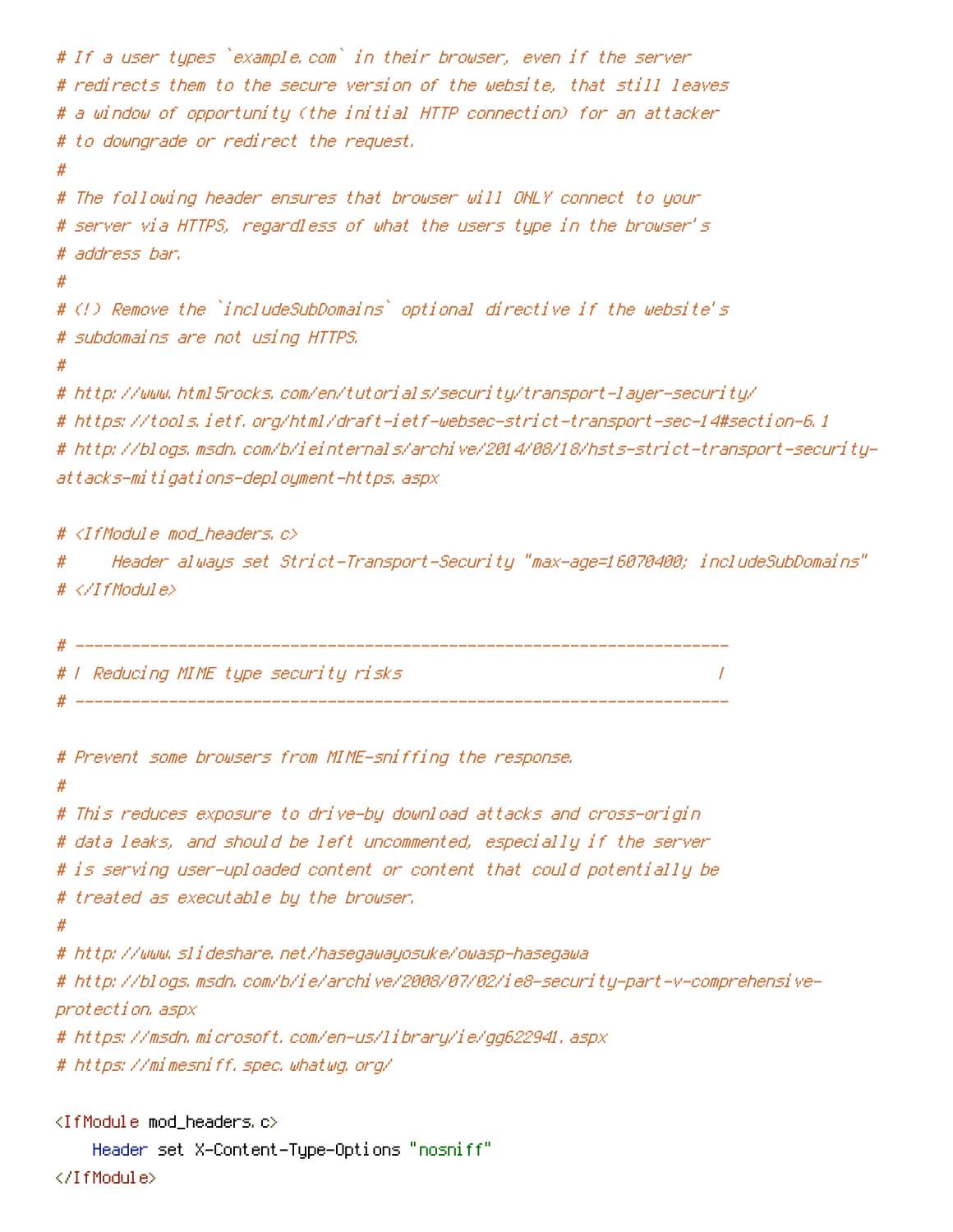```
# If a user types `example.com` in their browser, even if the server
# redirects them to the secure version of the website, that still leaves
# a window of opportunity (the initial HTTP connection) for an attacker
# to downgrade or redirect the request.
#
# The following header ensures that browser will ONLY connect to your
# server via HTTPS, regardless of what the users type in the browser's
# address bar.
#
# (!) Remove the `includeSubDomains` optional directive if the website's
# subdomains are not using HTTPS.
#
# http://www.html5rocks.com/en/tutorials/security/transport-layer-security/
# https://tools.ietf.org/html/draft-ietf-websec-strict-transport-sec-14#section-6.1
# http://blogs.msdn.com/b/ieinternals/archive/2014/08/18/hsts-strict-transport-security-attacks-mitigations-deployment-https.aspx

# <IfModule mod_headers.c>
#     Header always set Strict-Transport-Security "max-age=16070400; includeSubDomains"
# </IfModule>

# ----------------------------------------------------------------------
# | Reducing MIME type security risks                                  |
# ----------------------------------------------------------------------

# Prevent some browsers from MIME-sniffing the response.
#
# This reduces exposure to drive-by download attacks and cross-origin
# data leaks, and should be left uncommented, especially if the server
# is serving user-uploaded content or content that could potentially be
# treated as executable by the browser.
#
# http://www.slideshare.net/hasegawayosuke/owasp-hasegawa
# http://blogs.msdn.com/b/ie/archive/2008/07/02/ie8-security-part-v-comprehensive-protection.aspx
# https://msdn.microsoft.com/en-us/library/ie/gg622941.aspx
# https://mimesniff.spec.whatwg.org/

<IfModule mod_headers.c>
    Header set X-Content-Type-Options "nosniff"
</IfModule>
```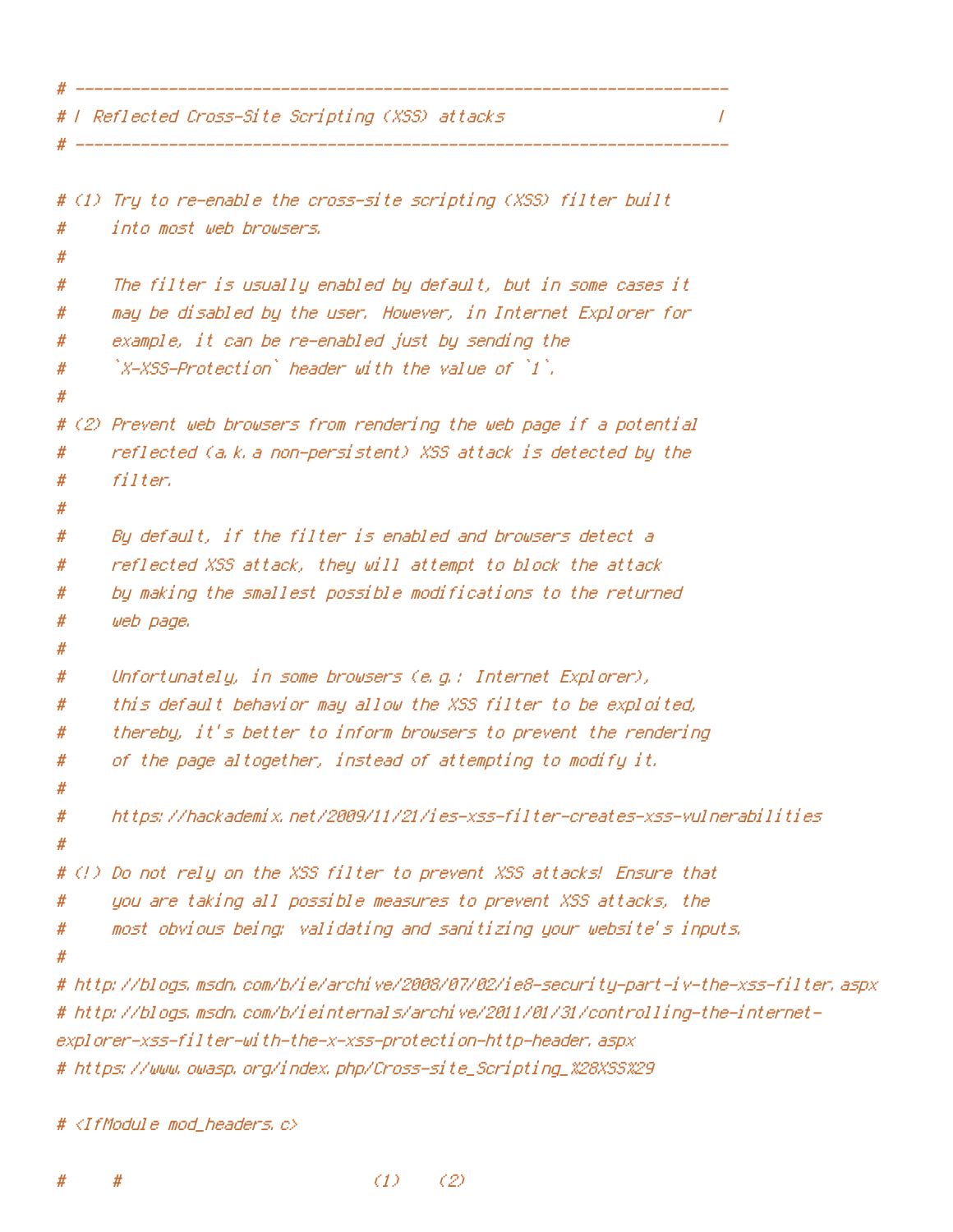```
# ----------------------------------------------------------------------
# | Reflected Cross-Site Scripting (XSS) attacks                       |
# ----------------------------------------------------------------------

# (1) Try to re-enable the cross-site scripting (XSS) filter built
#     into most web browsers.
#
#     The filter is usually enabled by default, but in some cases it
#     may be disabled by the user. However, in Internet Explorer for
#     example, it can be re-enabled just by sending the
#     `X-XSS-Protection` header with the value of `1`.
#
# (2) Prevent web browsers from rendering the web page if a potential
#     reflected (a.k.a non-persistent) XSS attack is detected by the
#     filter.
#
#     By default, if the filter is enabled and browsers detect a
#     reflected XSS attack, they will attempt to block the attack
#     by making the smallest possible modifications to the returned
#     web page.
#
#     Unfortunately, in some browsers (e.g.: Internet Explorer),
#     this default behavior may allow the XSS filter to be exploited,
#     thereby, it's better to inform browsers to prevent the rendering
#     of the page altogether, instead of attempting to modify it.
#
#     https://hackademix.net/2009/11/21/ies-xss-filter-creates-xss-vulnerabilities
#
# (!) Do not rely on the XSS filter to prevent XSS attacks! Ensure that
#     you are taking all possible measures to prevent XSS attacks, the
#     most obvious being: validating and sanitizing your website's inputs.
#
# http://blogs.msdn.com/b/ie/archive/2008/07/02/ie8-security-part-iv-the-xss-filter.aspx
# http://blogs.msdn.com/b/ieinternals/archive/2011/01/31/controlling-the-internet-
explorer-xss-filter-with-the-x-xss-protection-http-header.aspx
# https://www.owasp.org/index.php/Cross-site_Scripting_%28XSS%29

# <IfModule mod_headers.c>

#     #                           (1)    (2)
```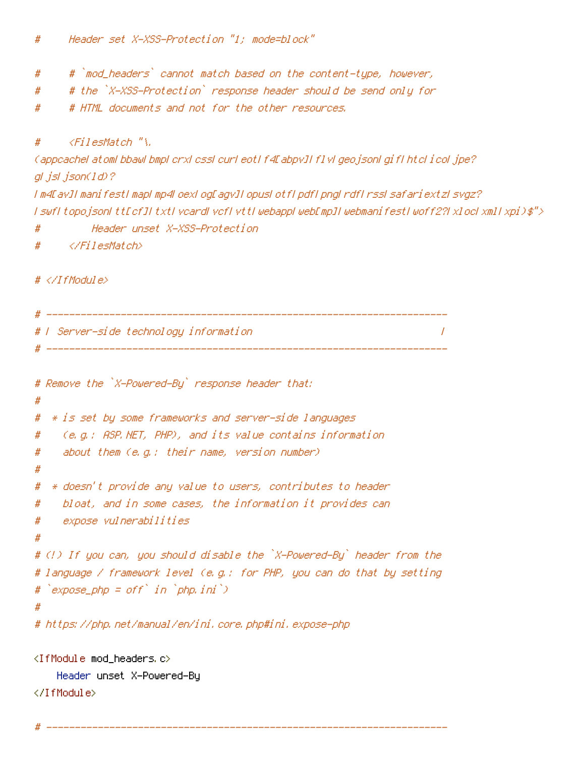```
#     Header set X-XSS-Protection "1; mode=block"

#     # `mod_headers` cannot match based on the content-type, however,
#     # the `X-XSS-Protection` response header should be send only for
#     # HTML documents and not for the other resources.

#     <FilesMatch "\.
(appcache|atom|bbaw|bmp|crx|css|cur|eot|f4[abpv]|flv|geojson|gif|htc|ico|jpe?
g|js|json(ld)?
|m4[av]|manifest|map|mp4|oex|og[agv]|opus|otf|pdf|png|rdf|rss|safariextz|svgz?
|swf|topojson|tt[cf]|txt|vcard|vcf|vtt|webapp|web[mp]|webmanifest|woff2?|xloc|xml|xpi)$">
#         Header unset X-XSS-Protection
#     </FilesMatch>

# </IfModule>

# ----------------------------------------------------------------------
# | Server-side technology information                                 |
# ----------------------------------------------------------------------

# Remove the `X-Powered-By` response header that:
#
#  * is set by some frameworks and server-side languages
#    (e.g.: ASP.NET, PHP), and its value contains information
#    about them (e.g.: their name, version number)
#
#  * doesn't provide any value to users, contributes to header
#    bloat, and in some cases, the information it provides can
#    expose vulnerabilities
#
# (!) If you can, you should disable the `X-Powered-By` header from the
# language / framework level (e.g.: for PHP, you can do that by setting
# `expose_php = off` in `php.ini`)
#
# https://php.net/manual/en/ini.core.php#ini.expose-php

<IfModule mod_headers.c>
    Header unset X-Powered-By
</IfModule>

# ----------------------------------------------------------------------
```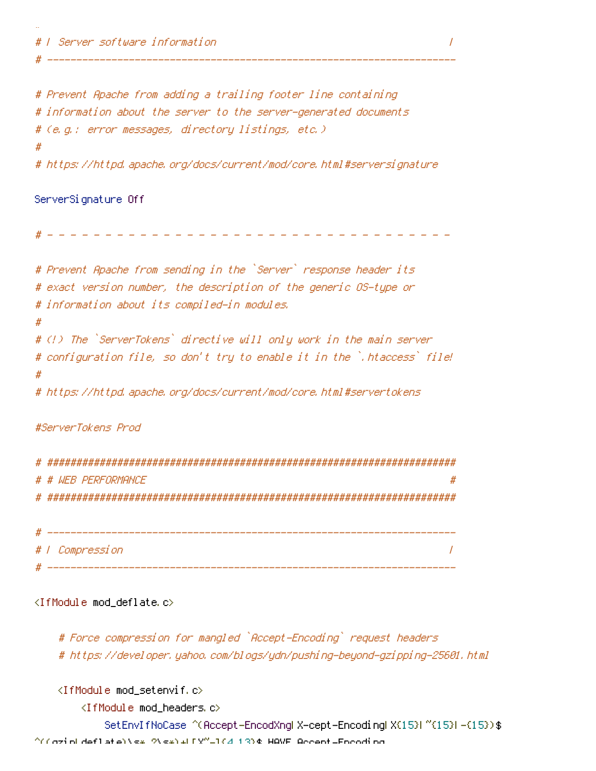```
# | Server software information                                        |
# ----------------------------------------------------------------------

# Prevent Apache from adding a trailing footer line containing
# information about the server to the server-generated documents
# (e.g.: error messages, directory listings, etc.)
#
# https://httpd.apache.org/docs/current/mod/core.html#serversignature

ServerSignature Off

# - - - - - - - - - - - - - - - - - - - - - - - - - - - - - - - - - - -

# Prevent Apache from sending in the `Server` response header its
# exact version number, the description of the generic OS-type or
# information about its compiled-in modules.
#
# (!) The `ServerTokens` directive will only work in the main server
# configuration file, so don't try to enable it in the `.htaccess` file!
#
# https://httpd.apache.org/docs/current/mod/core.html#servertokens

#ServerTokens Prod

# ######################################################################
# # WEB PERFORMANCE                                                    #
# ######################################################################

# ----------------------------------------------------------------------
# | Compression                                                        |
# ----------------------------------------------------------------------

<IfModule mod_deflate.c>

    # Force compression for mangled `Accept-Encoding` request headers
    # https://developer.yahoo.com/blogs/ydn/pushing-beyond-gzipping-25601.html

    <IfModule mod_setenvif.c>
        <IfModule mod_headers.c>
            SetEnvIfNoCase ^(Accept-EncodXng|X-cept-Encoding|X{15}|~{15}|-{15})$
^((gzip|deflate)\s*,?\s*)+|[X~-]{4,13}$ HAVE_Accept-Encoding
```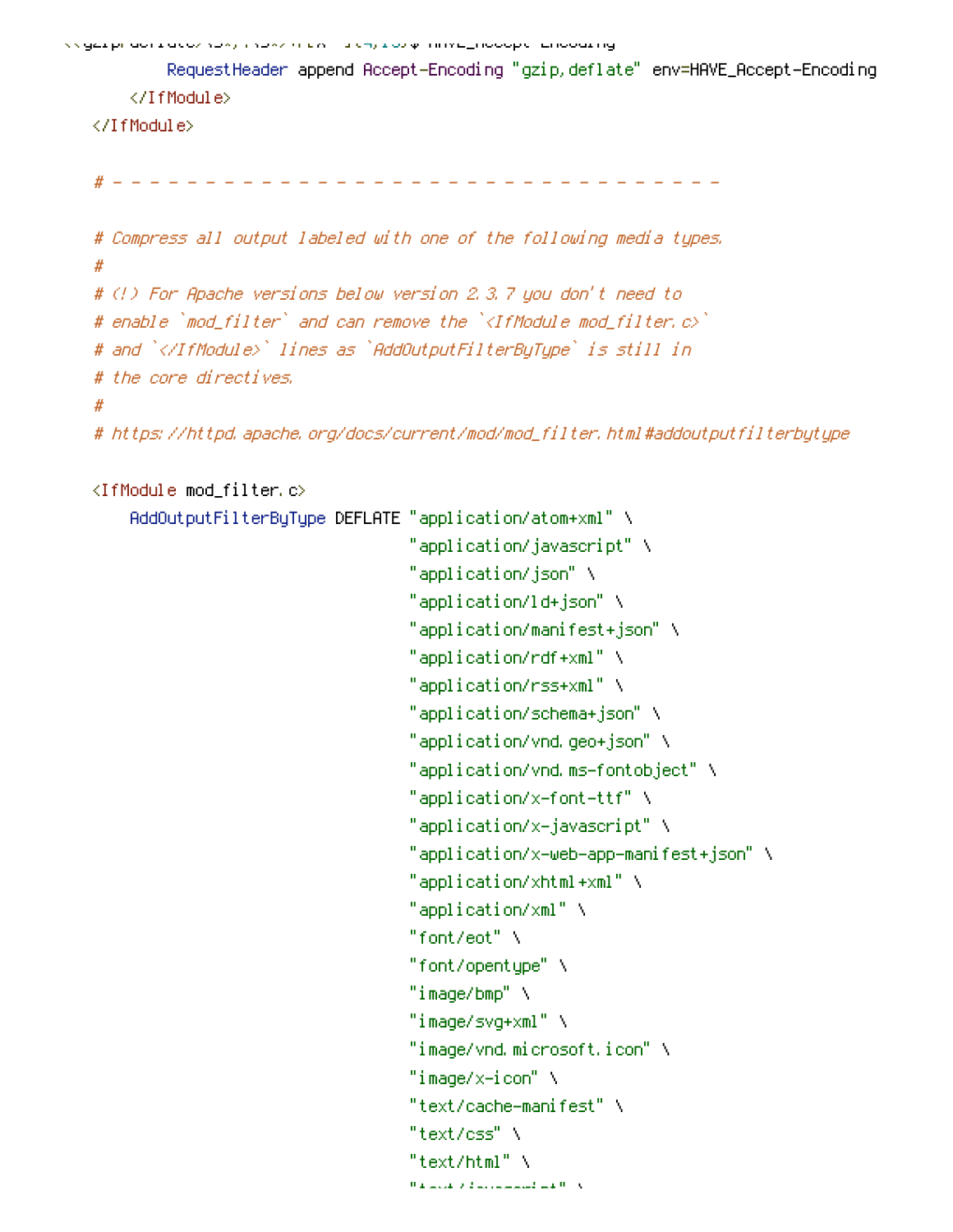```
            RequestHeader append Accept-Encoding "gzip,deflate" env=HAVE_Accept-Encoding
        </IfModule>
    </IfModule>

    # - - - - - - - - - - - - - - - - - - - - - - - - - - - - - - - - -

    # Compress all output labeled with one of the following media types.
    #
    # (!) For Apache versions below version 2.3.7 you don't need to
    # enable `mod_filter` and can remove the `<IfModule mod_filter.c>`
    # and `</IfModule>` lines as `AddOutputFilterByType` is still in
    # the core directives.
    #
    # https://httpd.apache.org/docs/current/mod/mod_filter.html#addoutputfilterbytype

    <IfModule mod_filter.c>
        AddOutputFilterByType DEFLATE "application/atom+xml" \
                                      "application/javascript" \
                                      "application/json" \
                                      "application/ld+json" \
                                      "application/manifest+json" \
                                      "application/rdf+xml" \
                                      "application/rss+xml" \
                                      "application/schema+json" \
                                      "application/vnd.geo+json" \
                                      "application/vnd.ms-fontobject" \
                                      "application/x-font-ttf" \
                                      "application/x-javascript" \
                                      "application/x-web-app-manifest+json" \
                                      "application/xhtml+xml" \
                                      "application/xml" \
                                      "font/eot" \
                                      "font/opentype" \
                                      "image/bmp" \
                                      "image/svg+xml" \
                                      "image/vnd.microsoft.icon" \
                                      "image/x-icon" \
                                      "text/cache-manifest" \
                                      "text/css" \
                                      "text/html" \
```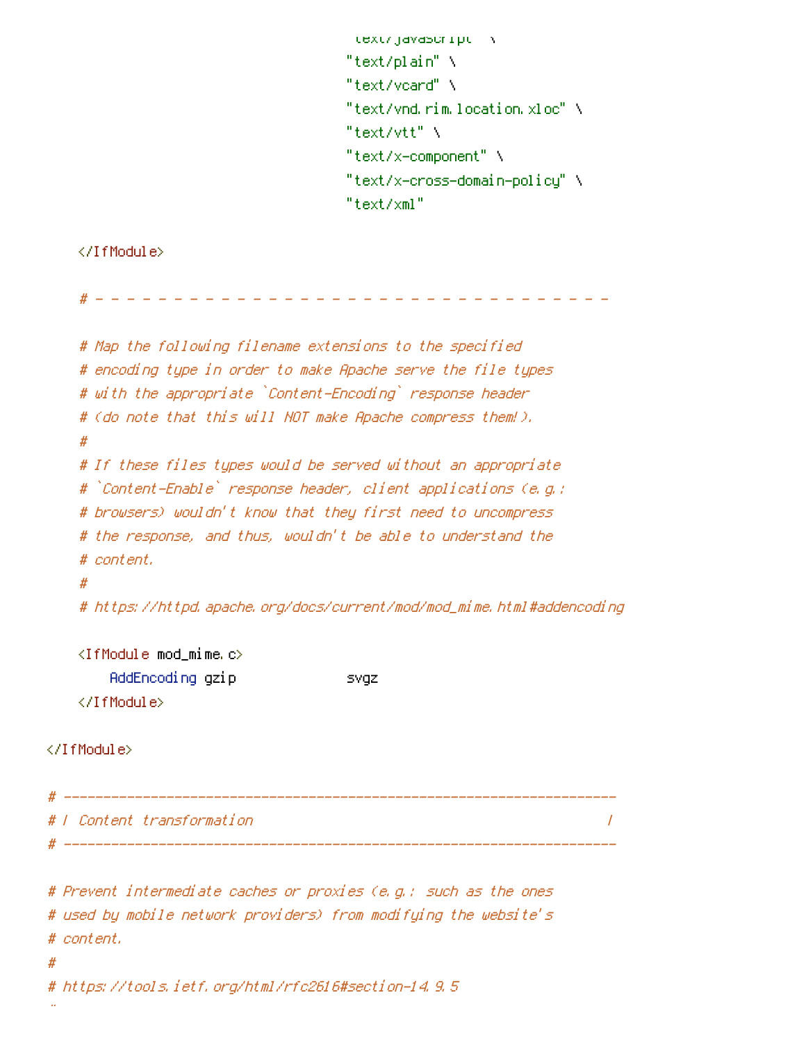```
                                      "text/javascript" \
                                      "text/plain" \
                                      "text/vcard" \
                                      "text/vnd.rim.location.xloc" \
                                      "text/vtt" \
                                      "text/x-component" \
                                      "text/x-cross-domain-policy" \
                                      "text/xml"

    </IfModule>

    # - - - - - - - - - - - - - - - - - - - - - - - - - - - - - - - - -

    # Map the following filename extensions to the specified
    # encoding type in order to make Apache serve the file types
    # with the appropriate `Content-Encoding` response header
    # (do note that this will NOT make Apache compress them!).
    #
    # If these files types would be served without an appropriate
    # `Content-Enable` response header, client applications (e.g.:
    # browsers) wouldn't know that they first need to uncompress
    # the response, and thus, wouldn't be able to understand the
    # content.
    #
    # https://httpd.apache.org/docs/current/mod/mod_mime.html#addencoding

    <IfModule mod_mime.c>
        AddEncoding gzip              svgz
    </IfModule>

</IfModule>

# ----------------------------------------------------------------------
# | Content transformation                                             |
# ----------------------------------------------------------------------

# Prevent intermediate caches or proxies (e.g.: such as the ones
# used by mobile network providers) from modifying the website's
# content.
#
# https://tools.ietf.org/html/rfc2616#section-14.9.5
#
```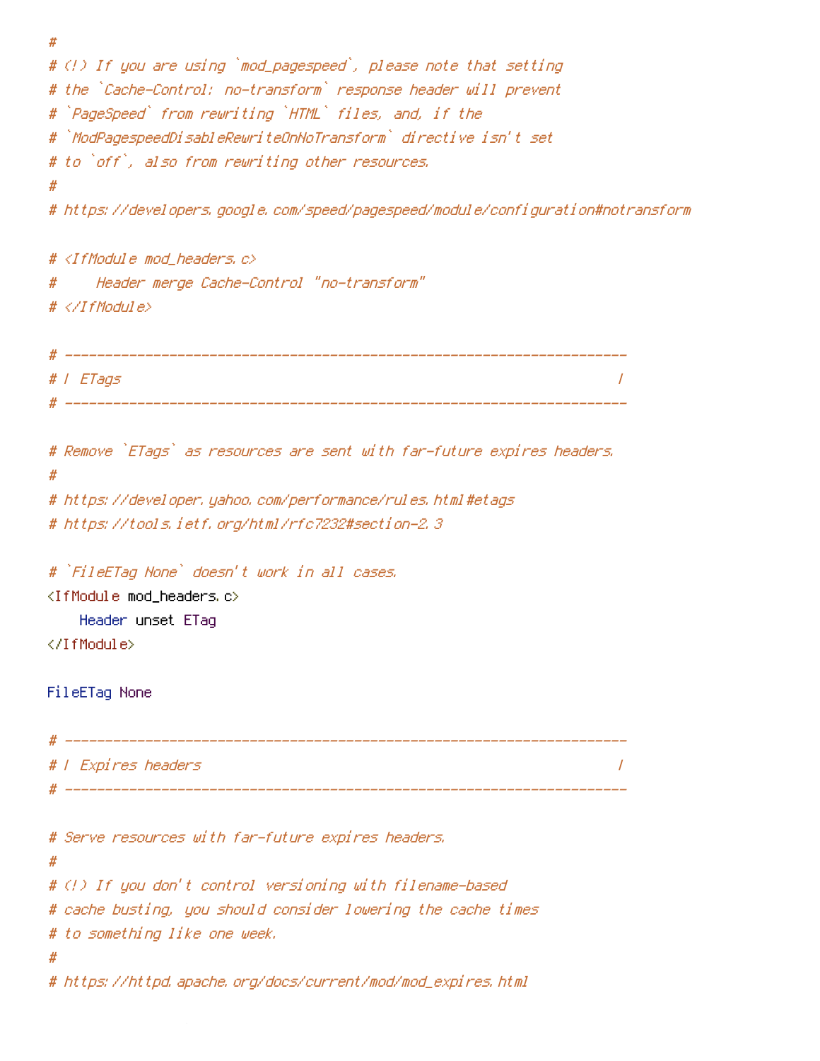```
#
# (!) If you are using `mod_pagespeed`, please note that setting
# the `Cache-Control: no-transform` response header will prevent
# `PageSpeed` from rewriting `HTML` files, and, if the
# `ModPagespeedDisableRewriteOnNoTransform` directive isn't set
# to `off`, also from rewriting other resources.
#
# https://developers.google.com/speed/pagespeed/module/configuration#notransform

# <IfModule mod_headers.c>
#     Header merge Cache-Control "no-transform"
# </IfModule>

# ----------------------------------------------------------------------
# | ETags                                                              |
# ----------------------------------------------------------------------

# Remove `ETags` as resources are sent with far-future expires headers.
#
# https://developer.yahoo.com/performance/rules.html#etags
# https://tools.ietf.org/html/rfc7232#section-2.3

# `FileETag None` doesn't work in all cases.
<IfModule mod_headers.c>
    Header unset ETag
</IfModule>

FileETag None

# ----------------------------------------------------------------------
# | Expires headers                                                    |
# ----------------------------------------------------------------------

# Serve resources with far-future expires headers.
#
# (!) If you don't control versioning with filename-based
# cache busting, you should consider lowering the cache times
# to something like one week.
#
# https://httpd.apache.org/docs/current/mod/mod_expires.html
```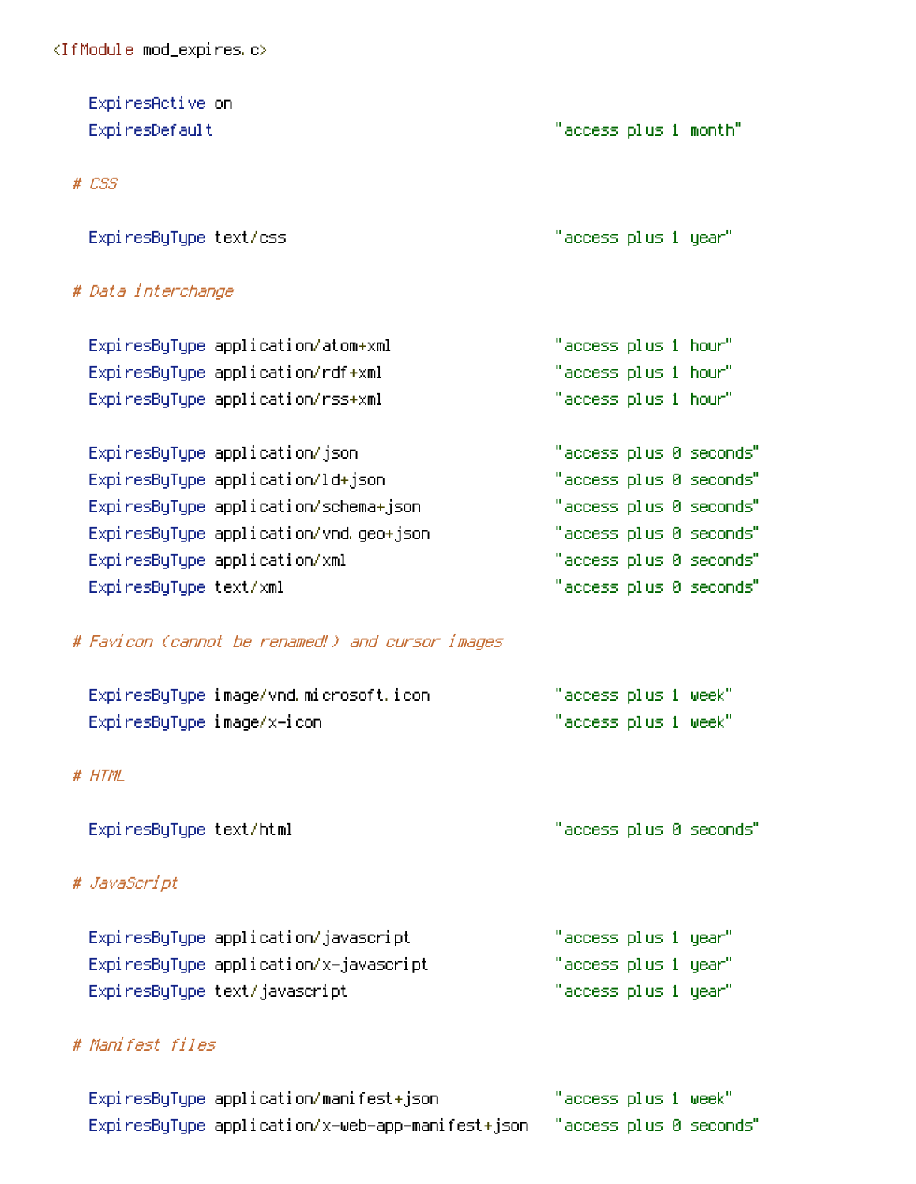```
<IfModule mod_expires.c>

    ExpiresActive on
    ExpiresDefault                                      "access plus 1 month"

  # CSS

    ExpiresByType text/css                              "access plus 1 year"

  # Data interchange

    ExpiresByType application/atom+xml                  "access plus 1 hour"
    ExpiresByType application/rdf+xml                   "access plus 1 hour"
    ExpiresByType application/rss+xml                   "access plus 1 hour"

    ExpiresByType application/json                      "access plus 0 seconds"
    ExpiresByType application/ld+json                   "access plus 0 seconds"
    ExpiresByType application/schema+json               "access plus 0 seconds"
    ExpiresByType application/vnd.geo+json              "access plus 0 seconds"
    ExpiresByType application/xml                       "access plus 0 seconds"
    ExpiresByType text/xml                              "access plus 0 seconds"

  # Favicon (cannot be renamed!) and cursor images

    ExpiresByType image/vnd.microsoft.icon              "access plus 1 week"
    ExpiresByType image/x-icon                          "access plus 1 week"

  # HTML

    ExpiresByType text/html                             "access plus 0 seconds"

  # JavaScript

    ExpiresByType application/javascript                "access plus 1 year"
    ExpiresByType application/x-javascript              "access plus 1 year"
    ExpiresByType text/javascript                       "access plus 1 year"

  # Manifest files

    ExpiresByType application/manifest+json             "access plus 1 week"
    ExpiresByType application/x-web-app-manifest+json   "access plus 0 seconds"
```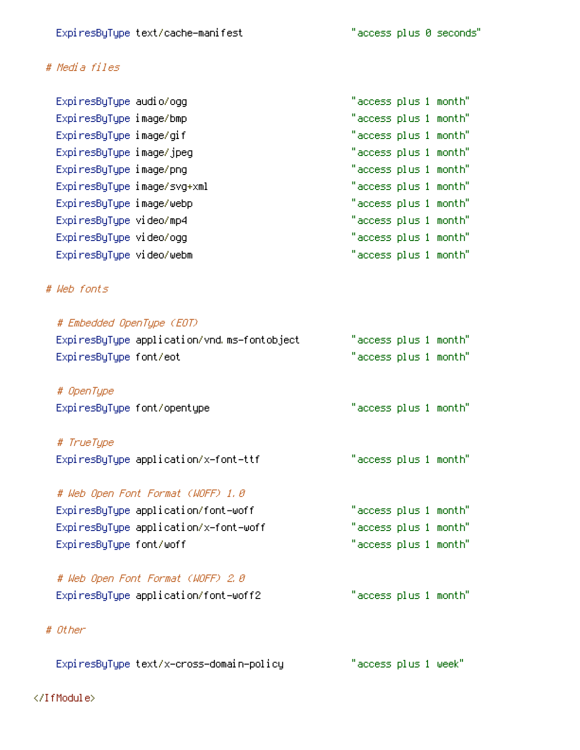```
    ExpiresByType text/cache-manifest                   "access plus 0 seconds"

  # Media files

    ExpiresByType audio/ogg                             "access plus 1 month"
    ExpiresByType image/bmp                             "access plus 1 month"
    ExpiresByType image/gif                             "access plus 1 month"
    ExpiresByType image/jpeg                            "access plus 1 month"
    ExpiresByType image/png                             "access plus 1 month"
    ExpiresByType image/svg+xml                         "access plus 1 month"
    ExpiresByType image/webp                            "access plus 1 month"
    ExpiresByType video/mp4                             "access plus 1 month"
    ExpiresByType video/ogg                             "access plus 1 month"
    ExpiresByType video/webm                            "access plus 1 month"

  # Web fonts

    # Embedded OpenType (EOT)
    ExpiresByType application/vnd.ms-fontobject         "access plus 1 month"
    ExpiresByType font/eot                              "access plus 1 month"

    # OpenType
    ExpiresByType font/opentype                         "access plus 1 month"

    # TrueType
    ExpiresByType application/x-font-ttf                "access plus 1 month"

    # Web Open Font Format (WOFF) 1.0
    ExpiresByType application/font-woff                 "access plus 1 month"
    ExpiresByType application/x-font-woff               "access plus 1 month"
    ExpiresByType font/woff                             "access plus 1 month"

    # Web Open Font Format (WOFF) 2.0
    ExpiresByType application/font-woff2                "access plus 1 month"

  # Other

    ExpiresByType text/x-cross-domain-policy            "access plus 1 week"

</IfModule>
```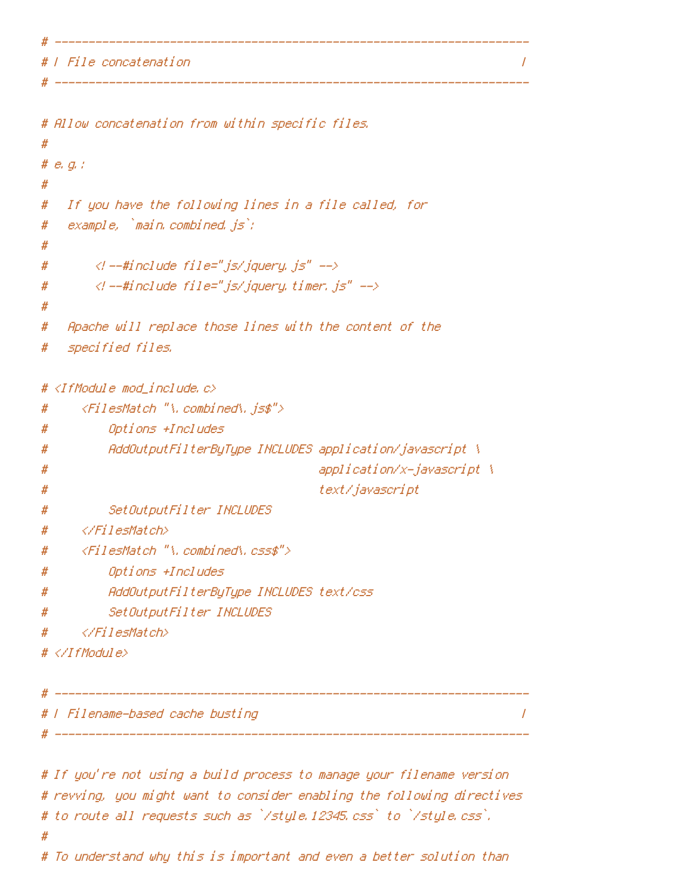```
# ----------------------------------------------------------------------
# | File concatenation                                                 |
# ----------------------------------------------------------------------

# Allow concatenation from within specific files.
#
# e.g.:
#
#   If you have the following lines in a file called, for
#   example, `main.combined.js`:
#
#       <!--#include file="js/jquery.js" -->
#       <!--#include file="js/jquery.timer.js" -->
#
#   Apache will replace those lines with the content of the
#   specified files.

# <IfModule mod_include.c>
#     <FilesMatch "\.combined\.js$">
#         Options +Includes
#         AddOutputFilterByType INCLUDES application/javascript \
#                                        application/x-javascript \
#                                        text/javascript
#         SetOutputFilter INCLUDES
#     </FilesMatch>
#     <FilesMatch "\.combined\.css$">
#         Options +Includes
#         AddOutputFilterByType INCLUDES text/css
#         SetOutputFilter INCLUDES
#     </FilesMatch>
# </IfModule>

# ----------------------------------------------------------------------
# | Filename-based cache busting                                       |
# ----------------------------------------------------------------------

# If you're not using a build process to manage your filename version
# revving, you might want to consider enabling the following directives
# to route all requests such as `/style.12345.css` to `/style.css`.
#
# To understand why this is important and even a better solution than
```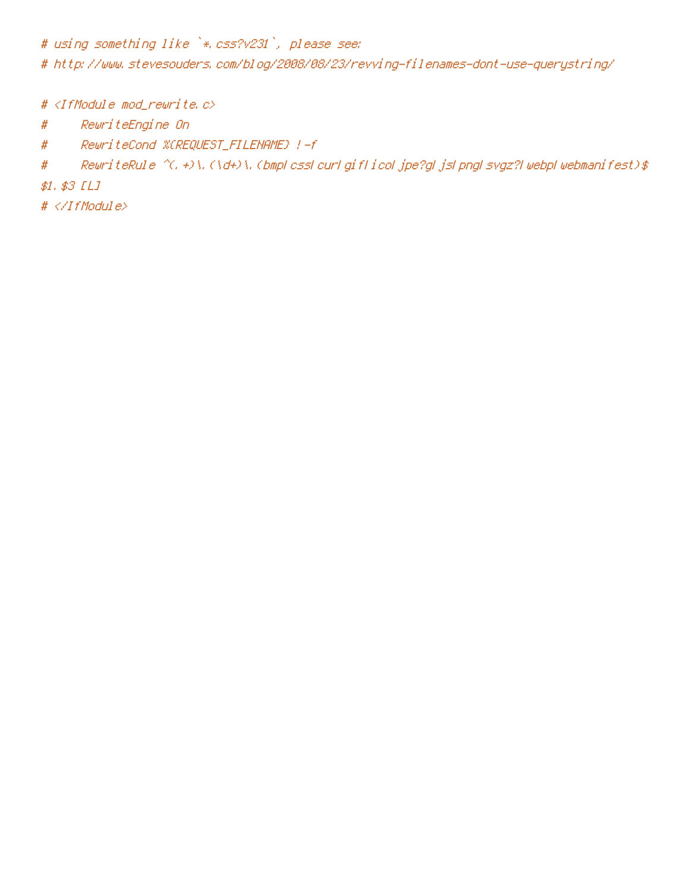```
# using something like `*.css?v231`, please see:
# http://www.stevesouders.com/blog/2008/08/23/revving-filenames-dont-use-querystring/

# <IfModule mod_rewrite.c>
#     RewriteEngine On
#     RewriteCond %{REQUEST_FILENAME} !-f
#     RewriteRule ^(.+)\.(\d+)\.(bmp|css|cur|gif|ico|jpe?g|js|png|svgz?|webp|webmanifest)$
$1.$3 [L]
# </IfModule>
```